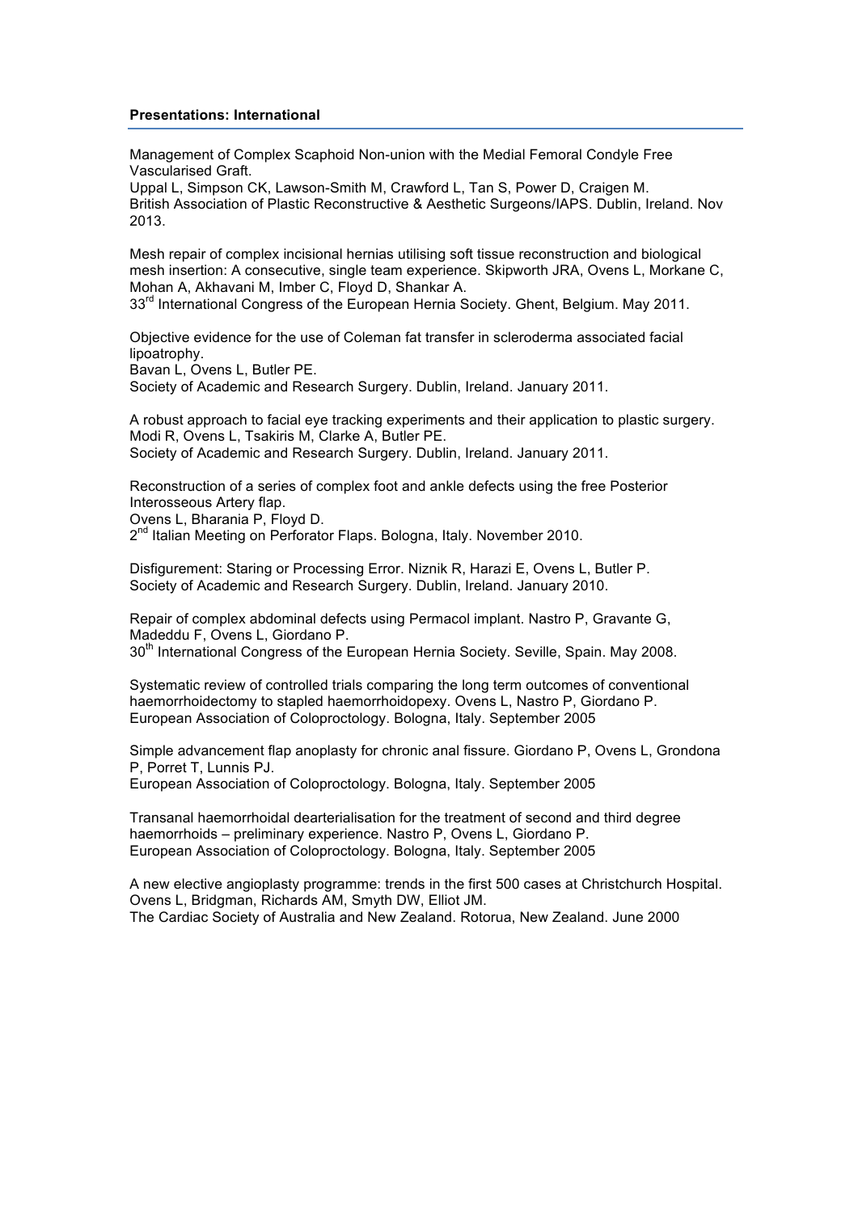**Presentations: International**

Management of Complex Scaphoid Non-union with the Medial Femoral Condyle Free Vascularised Graft.
Uppal L, Simpson CK, Lawson-Smith M, Crawford L, Tan S, Power D, Craigen M.
British Association of Plastic Reconstructive & Aesthetic Surgeons/IAPS. Dublin, Ireland. Nov 2013.

Mesh repair of complex incisional hernias utilising soft tissue reconstruction and biological mesh insertion: A consecutive, single team experience. Skipworth JRA, Ovens L, Morkane C, Mohan A, Akhavani M, Imber C, Floyd D, Shankar A.
33rd International Congress of the European Hernia Society. Ghent, Belgium. May 2011.

Objective evidence for the use of Coleman fat transfer in scleroderma associated facial lipoatrophy.
Bavan L, Ovens L, Butler PE.
Society of Academic and Research Surgery. Dublin, Ireland. January 2011.

A robust approach to facial eye tracking experiments and their application to plastic surgery.
Modi R, Ovens L, Tsakiris M, Clarke A, Butler PE.
Society of Academic and Research Surgery. Dublin, Ireland. January 2011.

Reconstruction of a series of complex foot and ankle defects using the free Posterior Interosseous Artery flap.
Ovens L, Bharania P, Floyd D.
2nd Italian Meeting on Perforator Flaps. Bologna, Italy. November 2010.

Disfigurement: Staring or Processing Error. Niznik R, Harazi E, Ovens L, Butler P.
Society of Academic and Research Surgery. Dublin, Ireland. January 2010.

Repair of complex abdominal defects using Permacol implant. Nastro P, Gravante G, Madeddu F, Ovens L, Giordano P.
30th International Congress of the European Hernia Society. Seville, Spain. May 2008.

Systematic review of controlled trials comparing the long term outcomes of conventional haemorrhoidectomy to stapled haemorrhoidopexy. Ovens L, Nastro P, Giordano P.
European Association of Coloproctology. Bologna, Italy. September 2005

Simple advancement flap anoplasty for chronic anal fissure. Giordano P, Ovens L, Grondona P, Porret T, Lunnis PJ.
European Association of Coloproctology. Bologna, Italy. September 2005

Transanal haemorrhoidal dearterialisation for the treatment of second and third degree haemorrhoids – preliminary experience. Nastro P, Ovens L, Giordano P.
European Association of Coloproctology. Bologna, Italy. September 2005

A new elective angioplasty programme: trends in the first 500 cases at Christchurch Hospital.
Ovens L, Bridgman, Richards AM, Smyth DW, Elliot JM.
The Cardiac Society of Australia and New Zealand. Rotorua, New Zealand. June 2000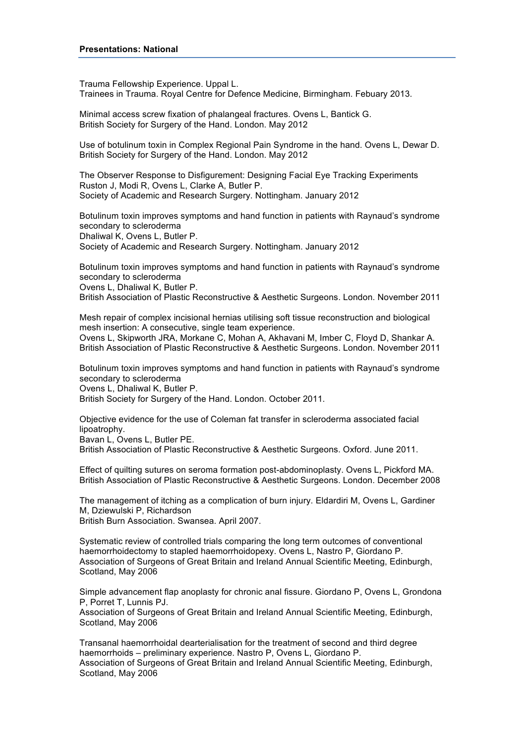**Presentations: National**

Trauma Fellowship Experience. Uppal L.
Trainees in Trauma. Royal Centre for Defence Medicine, Birmingham. Febuary 2013.

Minimal access screw fixation of phalangeal fractures. Ovens L, Bantick G.
British Society for Surgery of the Hand. London. May 2012

Use of botulinum toxin in Complex Regional Pain Syndrome in the hand. Ovens L, Dewar D.
British Society for Surgery of the Hand. London. May 2012

The Observer Response to Disfigurement: Designing Facial Eye Tracking Experiments
Ruston J, Modi R, Ovens L, Clarke A, Butler P.
Society of Academic and Research Surgery. Nottingham. January 2012

Botulinum toxin improves symptoms and hand function in patients with Raynaud's syndrome secondary to scleroderma
Dhaliwal K, Ovens L, Butler P.
Society of Academic and Research Surgery. Nottingham. January 2012

Botulinum toxin improves symptoms and hand function in patients with Raynaud's syndrome secondary to scleroderma
Ovens L, Dhaliwal K, Butler P.
British Association of Plastic Reconstructive & Aesthetic Surgeons. London. November 2011

Mesh repair of complex incisional hernias utilising soft tissue reconstruction and biological mesh insertion: A consecutive, single team experience.
Ovens L, Skipworth JRA, Morkane C, Mohan A, Akhavani M, Imber C, Floyd D, Shankar A.
British Association of Plastic Reconstructive & Aesthetic Surgeons. London. November 2011

Botulinum toxin improves symptoms and hand function in patients with Raynaud's syndrome secondary to scleroderma
Ovens L, Dhaliwal K, Butler P.
British Society for Surgery of the Hand. London. October 2011.

Objective evidence for the use of Coleman fat transfer in scleroderma associated facial lipoatrophy.
Bavan L, Ovens L, Butler PE.
British Association of Plastic Reconstructive & Aesthetic Surgeons. Oxford. June 2011.

Effect of quilting sutures on seroma formation post-abdominoplasty. Ovens L, Pickford MA.
British Association of Plastic Reconstructive & Aesthetic Surgeons. London. December 2008

The management of itching as a complication of burn injury. Eldardiri M, Ovens L, Gardiner M, Dziewulski P, Richardson
British Burn Association. Swansea. April 2007.

Systematic review of controlled trials comparing the long term outcomes of conventional haemorrhoidectomy to stapled haemorrhoidopexy. Ovens L, Nastro P, Giordano P.
Association of Surgeons of Great Britain and Ireland Annual Scientific Meeting, Edinburgh, Scotland, May 2006

Simple advancement flap anoplasty for chronic anal fissure. Giordano P, Ovens L, Grondona P, Porret T, Lunnis PJ.
Association of Surgeons of Great Britain and Ireland Annual Scientific Meeting, Edinburgh, Scotland, May 2006

Transanal haemorrhoidal dearterialisation for the treatment of second and third degree haemorrhoids – preliminary experience. Nastro P, Ovens L, Giordano P.
Association of Surgeons of Great Britain and Ireland Annual Scientific Meeting, Edinburgh, Scotland, May 2006